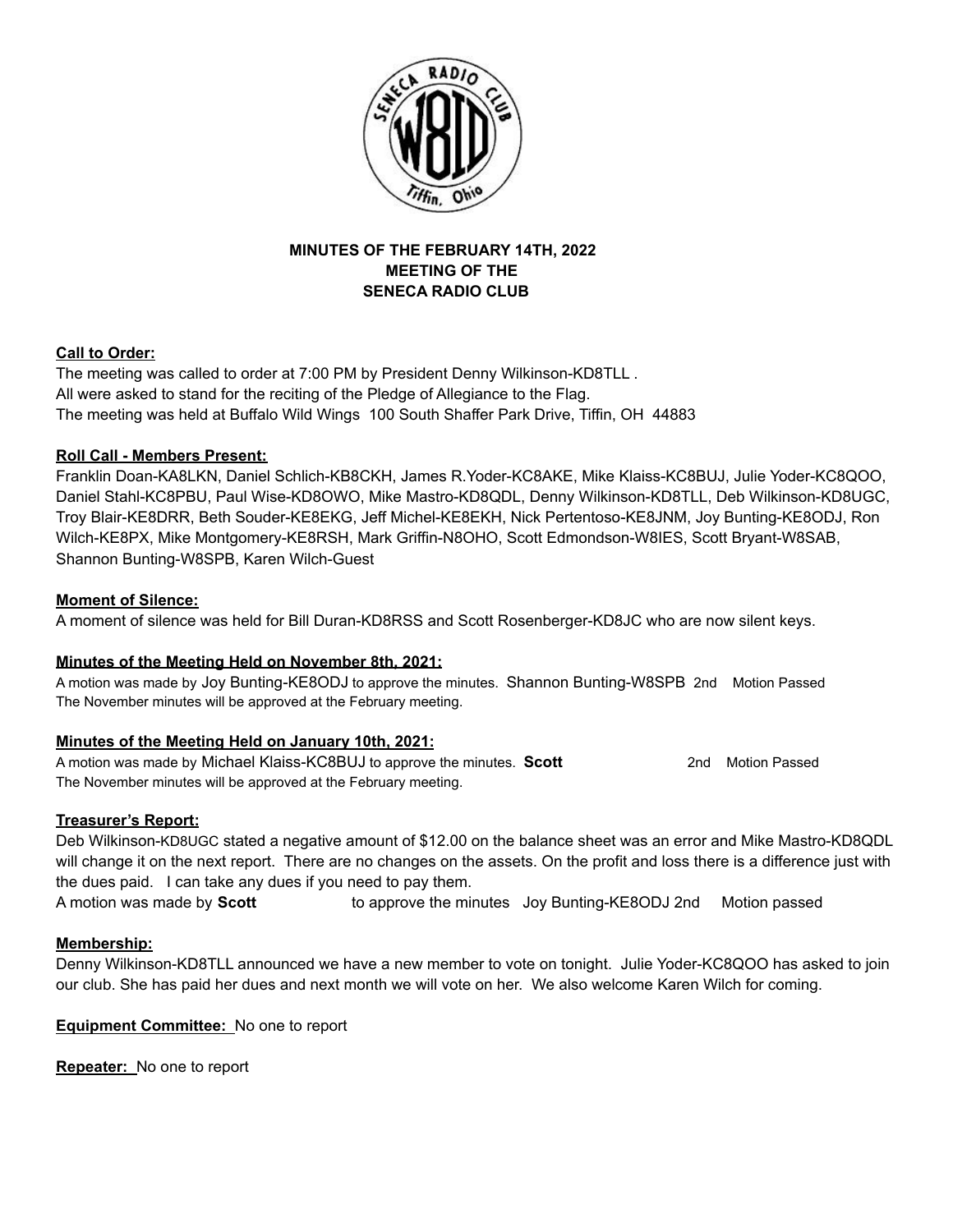# MINUTES OF THE FEBRUARY 14TH, 2022 MEETING OF THE SENECA RADIO CLUB

**Call to Order:**

The meeting was called to order at 7:00 PM by President Denny Wilkinson-KD8TLL .
All were asked to stand for the reciting of the Pledge of Allegiance to the Flag.
The meeting was held at Buffalo Wild Wings 100 South Shaffer Park Drive, Tiffin, OH 44883

**Roll Call - Members Present:**

Franklin Doan-KA8LKN, Daniel Schlich-KB8CKH, James R.Yoder-KC8AKE, Mike Klaiss-KC8BUJ, Julie Yoder-KC8QOO, Daniel Stahl-KC8PBU, Paul Wise-KD8OWO, Mike Mastro-KD8QDL, Denny Wilkinson-KD8TLL, Deb Wilkinson-KD8UGC, Troy Blair-KE8DRR, Beth Souder-KE8EKG, Jeff Michel-KE8EKH, Nick Pertentoso-KE8JNM, Joy Bunting-KE8ODJ, Ron Wilch-KE8PX, Mike Montgomery-KE8RSH, Mark Griffin-N8OHO, Scott Edmondson-W8IES, Scott Bryant-W8SAB, Shannon Bunting-W8SPB, Karen Wilch-Guest

**Moment of Silence:**

A moment of silence was held for Bill Duran-KD8RSS and Scott Rosenberger-KD8JC who are now silent keys.

**Minutes of the Meeting Held on November 8th, 2021:**

A motion was made by Joy Bunting-KE8ODJ to approve the minutes. Shannon Bunting-W8SPB 2nd Motion Passed
The November minutes will be approved at the February meeting.

**Minutes of the Meeting Held on January 10th, 2021:**

A motion was made by Michael Klaiss-KC8BUJ to approve the minutes. **Scott** 2nd Motion Passed
The November minutes will be approved at the February meeting.

**Treasurer's Report:**

Deb Wilkinson-KD8UGC stated a negative amount of $12.00 on the balance sheet was an error and Mike Mastro-KD8QDL will change it on the next report. There are no changes on the assets. On the profit and loss there is a difference just with the dues paid. I can take any dues if you need to pay them.
A motion was made by **Scott** to approve the minutes Joy Bunting-KE8ODJ 2nd Motion passed

**Membership:**

Denny Wilkinson-KD8TLL announced we have a new member to vote on tonight. Julie Yoder-KC8QOO has asked to join our club. She has paid her dues and next month we will vote on her. We also welcome Karen Wilch for coming.

**Equipment Committee:** No one to report

**Repeater:** No one to report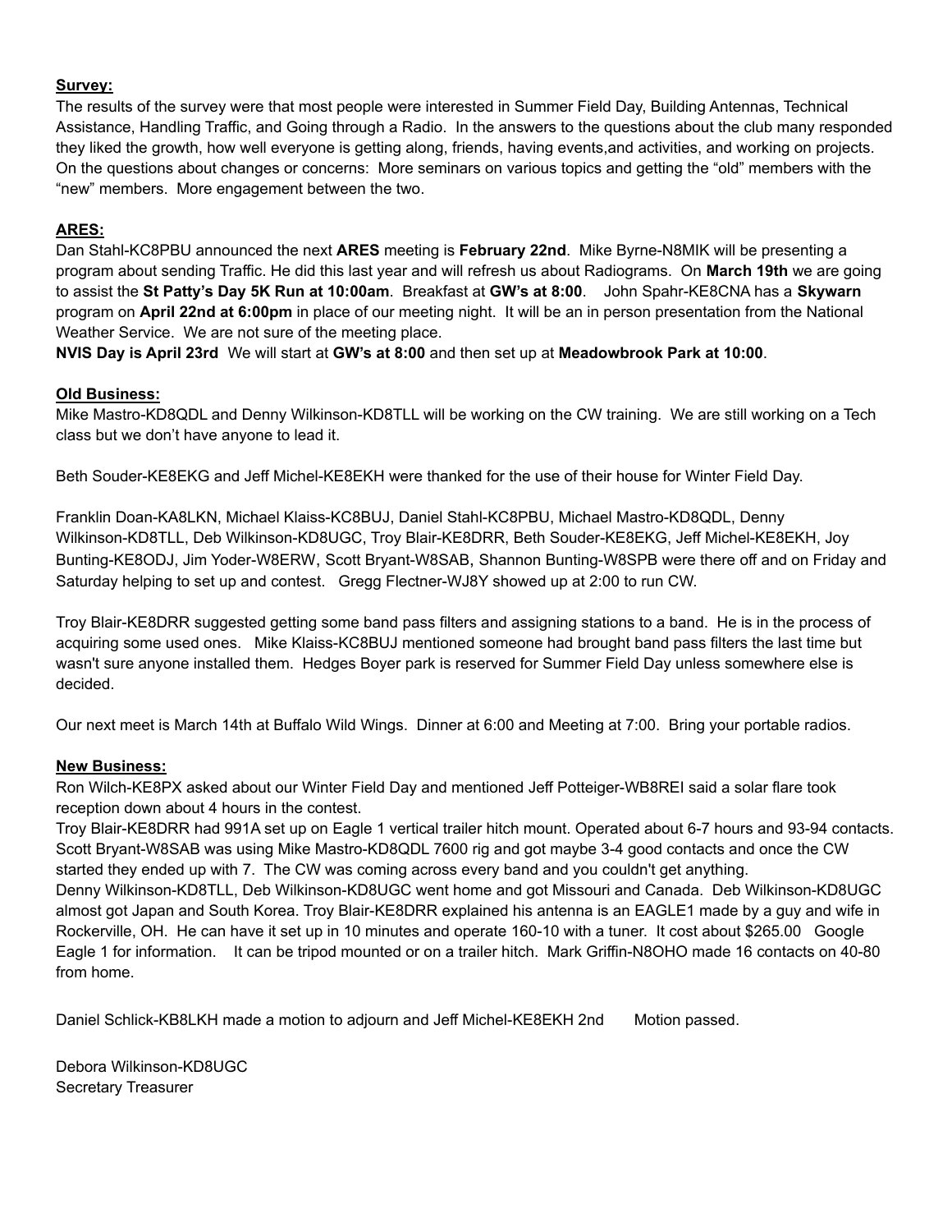**Survey:**

The results of the survey were that most people were interested in Summer Field Day, Building Antennas, Technical Assistance, Handling Traffic, and Going through a Radio. In the answers to the questions about the club many responded they liked the growth, how well everyone is getting along, friends, having events,and activities, and working on projects. On the questions about changes or concerns: More seminars on various topics and getting the "old" members with the "new" members. More engagement between the two.

**ARES:**

Dan Stahl-KC8PBU announced the next **ARES** meeting is **February 22nd**. Mike Byrne-N8MIK will be presenting a program about sending Traffic. He did this last year and will refresh us about Radiograms. On **March 19th** we are going to assist the **St Patty's Day 5K Run at 10:00am**. Breakfast at **GW's at 8:00**. John Spahr-KE8CNA has a **Skywarn** program on **April 22nd at 6:00pm** in place of our meeting night. It will be an in person presentation from the National Weather Service. We are not sure of the meeting place.

**NVIS Day is April 23rd** We will start at **GW's at 8:00** and then set up at **Meadowbrook Park at 10:00**.

**Old Business:**

Mike Mastro-KD8QDL and Denny Wilkinson-KD8TLL will be working on the CW training. We are still working on a Tech class but we don't have anyone to lead it.

Beth Souder-KE8EKG and Jeff Michel-KE8EKH were thanked for the use of their house for Winter Field Day.

Franklin Doan-KA8LKN, Michael Klaiss-KC8BUJ, Daniel Stahl-KC8PBU, Michael Mastro-KD8QDL, Denny Wilkinson-KD8TLL, Deb Wilkinson-KD8UGC, Troy Blair-KE8DRR, Beth Souder-KE8EKG, Jeff Michel-KE8EKH, Joy Bunting-KE8ODJ, Jim Yoder-W8ERW, Scott Bryant-W8SAB, Shannon Bunting-W8SPB were there off and on Friday and Saturday helping to set up and contest. Gregg Flectner-WJ8Y showed up at 2:00 to run CW.

Troy Blair-KE8DRR suggested getting some band pass filters and assigning stations to a band. He is in the process of acquiring some used ones. Mike Klaiss-KC8BUJ mentioned someone had brought band pass filters the last time but wasn't sure anyone installed them. Hedges Boyer park is reserved for Summer Field Day unless somewhere else is decided.

Our next meet is March 14th at Buffalo Wild Wings. Dinner at 6:00 and Meeting at 7:00. Bring your portable radios.

**New Business:**

Ron Wilch-KE8PX asked about our Winter Field Day and mentioned Jeff Potteiger-WB8REI said a solar flare took reception down about 4 hours in the contest.

Troy Blair-KE8DRR had 991A set up on Eagle 1 vertical trailer hitch mount. Operated about 6-7 hours and 93-94 contacts. Scott Bryant-W8SAB was using Mike Mastro-KD8QDL 7600 rig and got maybe 3-4 good contacts and once the CW started they ended up with 7. The CW was coming across every band and you couldn't get anything.

Denny Wilkinson-KD8TLL, Deb Wilkinson-KD8UGC went home and got Missouri and Canada. Deb Wilkinson-KD8UGC almost got Japan and South Korea. Troy Blair-KE8DRR explained his antenna is an EAGLE1 made by a guy and wife in Rockerville, OH. He can have it set up in 10 minutes and operate 160-10 with a tuner. It cost about $265.00 Google Eagle 1 for information. It can be tripod mounted or on a trailer hitch. Mark Griffin-N8OHO made 16 contacts on 40-80 from home.

Daniel Schlick-KB8LKH made a motion to adjourn and Jeff Michel-KE8EKH 2nd Motion passed.

Debora Wilkinson-KD8UGC
Secretary Treasurer